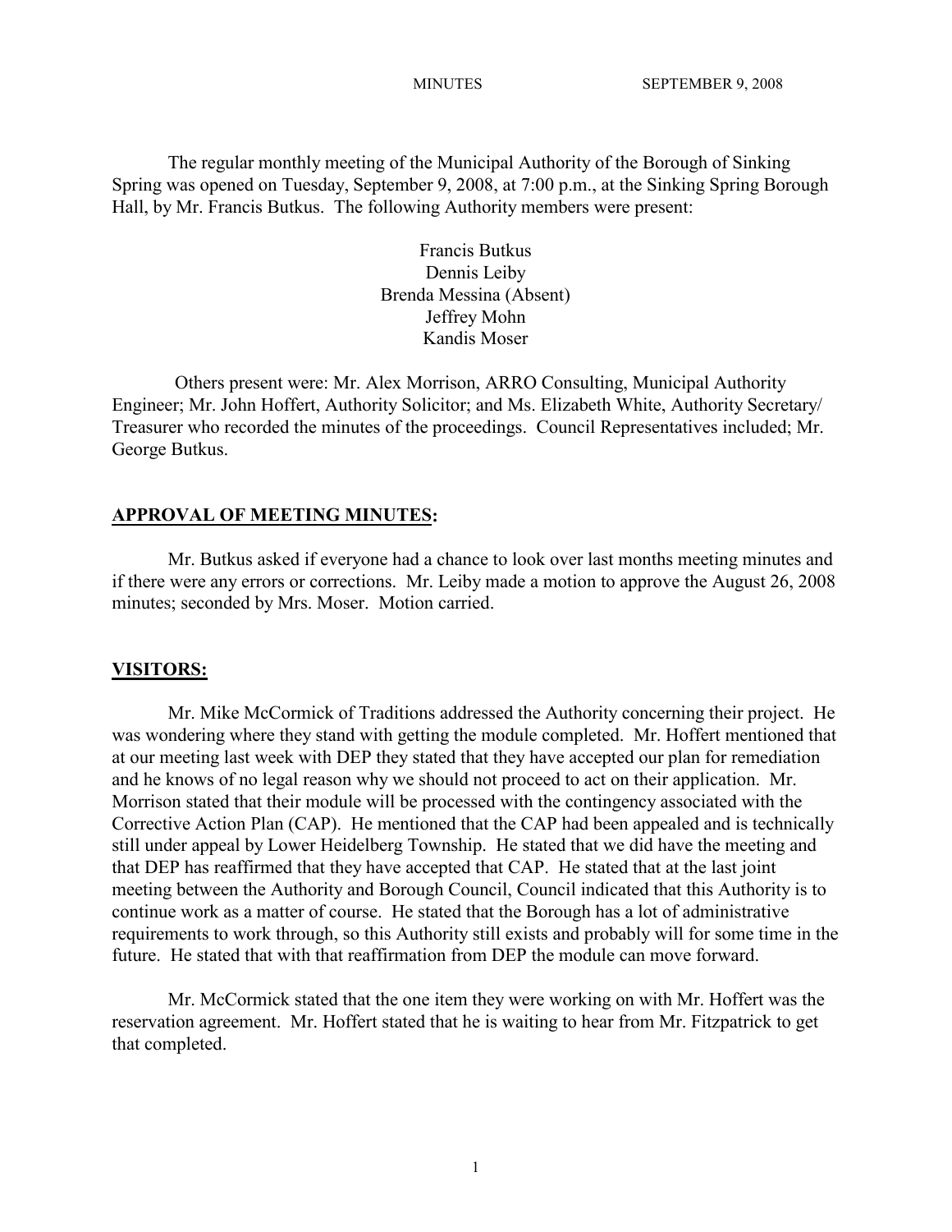The regular monthly meeting of the Municipal Authority of the Borough of Sinking Spring was opened on Tuesday, September 9, 2008, at 7:00 p.m., at the Sinking Spring Borough Hall, by Mr. Francis Butkus. The following Authority members were present:

Francis Butkus
Dennis Leiby
Brenda Messina (Absent)
Jeffrey Mohn
Kandis Moser

Others present were: Mr. Alex Morrison, ARRO Consulting, Municipal Authority Engineer; Mr. John Hoffert, Authority Solicitor; and Ms. Elizabeth White, Authority Secretary/ Treasurer who recorded the minutes of the proceedings. Council Representatives included; Mr. George Butkus.

## APPROVAL OF MEETING MINUTES:

Mr. Butkus asked if everyone had a chance to look over last months meeting minutes and if there were any errors or corrections. Mr. Leiby made a motion to approve the August 26, 2008 minutes; seconded by Mrs. Moser. Motion carried.

## VISITORS:

Mr. Mike McCormick of Traditions addressed the Authority concerning their project. He was wondering where they stand with getting the module completed. Mr. Hoffert mentioned that at our meeting last week with DEP they stated that they have accepted our plan for remediation and he knows of no legal reason why we should not proceed to act on their application. Mr. Morrison stated that their module will be processed with the contingency associated with the Corrective Action Plan (CAP). He mentioned that the CAP had been appealed and is technically still under appeal by Lower Heidelberg Township. He stated that we did have the meeting and that DEP has reaffirmed that they have accepted that CAP. He stated that at the last joint meeting between the Authority and Borough Council, Council indicated that this Authority is to continue work as a matter of course. He stated that the Borough has a lot of administrative requirements to work through, so this Authority still exists and probably will for some time in the future. He stated that with that reaffirmation from DEP the module can move forward.

Mr. McCormick stated that the one item they were working on with Mr. Hoffert was the reservation agreement. Mr. Hoffert stated that he is waiting to hear from Mr. Fitzpatrick to get that completed.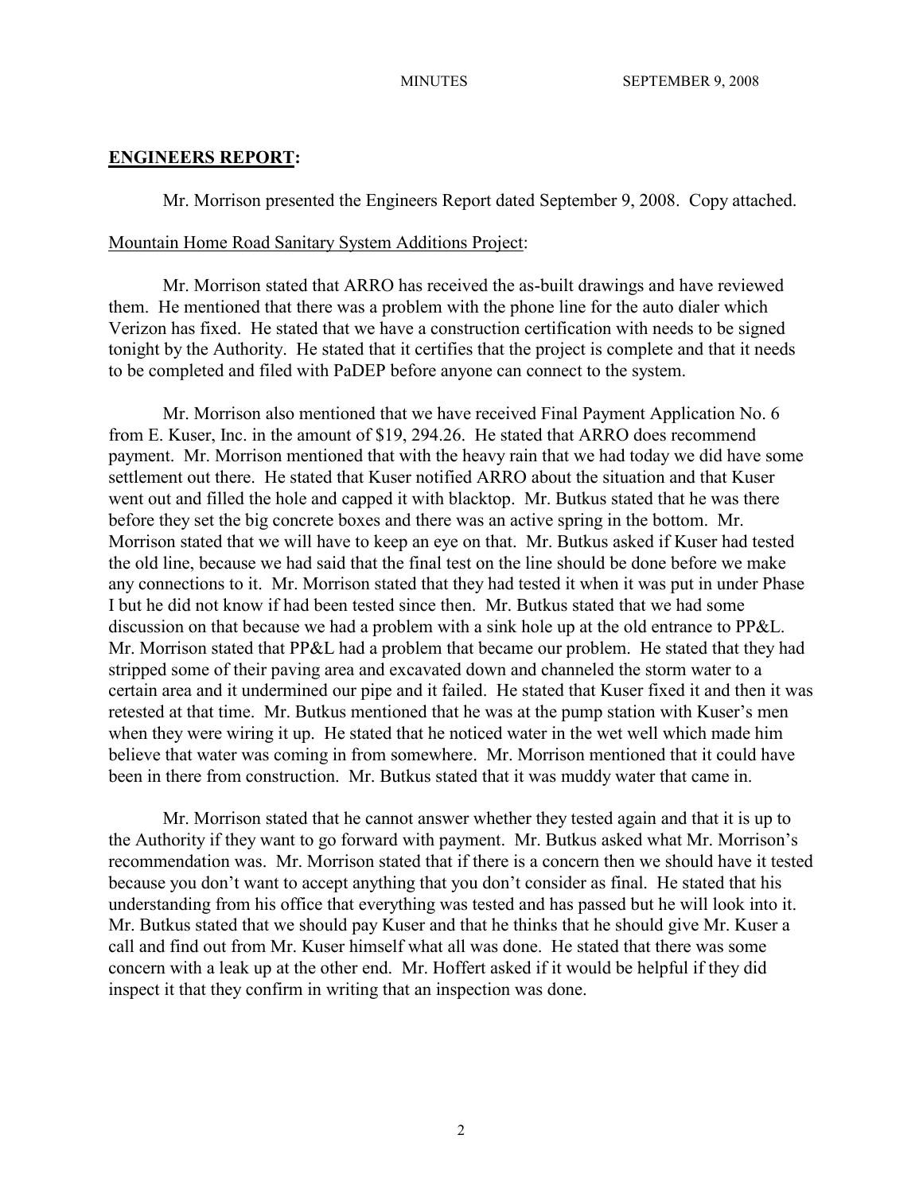## ENGINEERS REPORT:

Mr. Morrison presented the Engineers Report dated September 9, 2008. Copy attached.

Mountain Home Road Sanitary System Additions Project:

Mr. Morrison stated that ARRO has received the as-built drawings and have reviewed them. He mentioned that there was a problem with the phone line for the auto dialer which Verizon has fixed. He stated that we have a construction certification with needs to be signed tonight by the Authority. He stated that it certifies that the project is complete and that it needs to be completed and filed with PaDEP before anyone can connect to the system.

Mr. Morrison also mentioned that we have received Final Payment Application No. 6 from E. Kuser, Inc. in the amount of $19, 294.26. He stated that ARRO does recommend payment. Mr. Morrison mentioned that with the heavy rain that we had today we did have some settlement out there. He stated that Kuser notified ARRO about the situation and that Kuser went out and filled the hole and capped it with blacktop. Mr. Butkus stated that he was there before they set the big concrete boxes and there was an active spring in the bottom. Mr. Morrison stated that we will have to keep an eye on that. Mr. Butkus asked if Kuser had tested the old line, because we had said that the final test on the line should be done before we make any connections to it. Mr. Morrison stated that they had tested it when it was put in under Phase I but he did not know if had been tested since then. Mr. Butkus stated that we had some discussion on that because we had a problem with a sink hole up at the old entrance to PP&L. Mr. Morrison stated that PP&L had a problem that became our problem. He stated that they had stripped some of their paving area and excavated down and channeled the storm water to a certain area and it undermined our pipe and it failed. He stated that Kuser fixed it and then it was retested at that time. Mr. Butkus mentioned that he was at the pump station with Kuser's men when they were wiring it up. He stated that he noticed water in the wet well which made him believe that water was coming in from somewhere. Mr. Morrison mentioned that it could have been in there from construction. Mr. Butkus stated that it was muddy water that came in.

Mr. Morrison stated that he cannot answer whether they tested again and that it is up to the Authority if they want to go forward with payment. Mr. Butkus asked what Mr. Morrison's recommendation was. Mr. Morrison stated that if there is a concern then we should have it tested because you don't want to accept anything that you don't consider as final. He stated that his understanding from his office that everything was tested and has passed but he will look into it. Mr. Butkus stated that we should pay Kuser and that he thinks that he should give Mr. Kuser a call and find out from Mr. Kuser himself what all was done. He stated that there was some concern with a leak up at the other end. Mr. Hoffert asked if it would be helpful if they did inspect it that they confirm in writing that an inspection was done.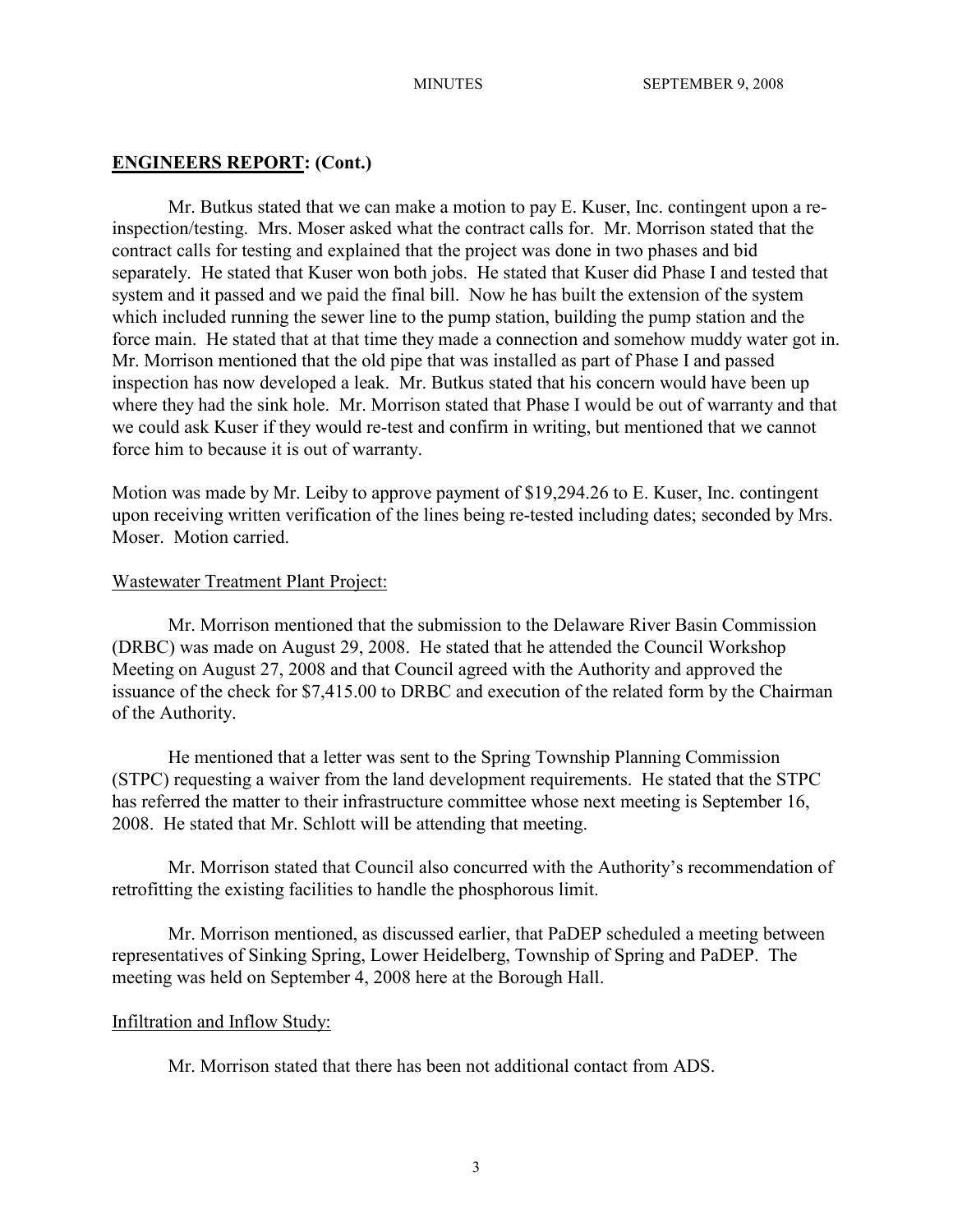## **ENGINEERS REPORT: (Cont.)**

Mr. Butkus stated that we can make a motion to pay E. Kuser, Inc. contingent upon a re-inspection/testing. Mrs. Moser asked what the contract calls for. Mr. Morrison stated that the contract calls for testing and explained that the project was done in two phases and bid separately. He stated that Kuser won both jobs. He stated that Kuser did Phase I and tested that system and it passed and we paid the final bill. Now he has built the extension of the system which included running the sewer line to the pump station, building the pump station and the force main. He stated that at that time they made a connection and somehow muddy water got in. Mr. Morrison mentioned that the old pipe that was installed as part of Phase I and passed inspection has now developed a leak. Mr. Butkus stated that his concern would have been up where they had the sink hole. Mr. Morrison stated that Phase I would be out of warranty and that we could ask Kuser if they would re-test and confirm in writing, but mentioned that we cannot force him to because it is out of warranty.

Motion was made by Mr. Leiby to approve payment of $19,294.26 to E. Kuser, Inc. contingent upon receiving written verification of the lines being re-tested including dates; seconded by Mrs. Moser. Motion carried.

Wastewater Treatment Plant Project:

Mr. Morrison mentioned that the submission to the Delaware River Basin Commission (DRBC) was made on August 29, 2008. He stated that he attended the Council Workshop Meeting on August 27, 2008 and that Council agreed with the Authority and approved the issuance of the check for $7,415.00 to DRBC and execution of the related form by the Chairman of the Authority.

He mentioned that a letter was sent to the Spring Township Planning Commission (STPC) requesting a waiver from the land development requirements. He stated that the STPC has referred the matter to their infrastructure committee whose next meeting is September 16, 2008. He stated that Mr. Schlott will be attending that meeting.

Mr. Morrison stated that Council also concurred with the Authority's recommendation of retrofitting the existing facilities to handle the phosphorous limit.

Mr. Morrison mentioned, as discussed earlier, that PaDEP scheduled a meeting between representatives of Sinking Spring, Lower Heidelberg, Township of Spring and PaDEP. The meeting was held on September 4, 2008 here at the Borough Hall.

Infiltration and Inflow Study:

Mr. Morrison stated that there has been not additional contact from ADS.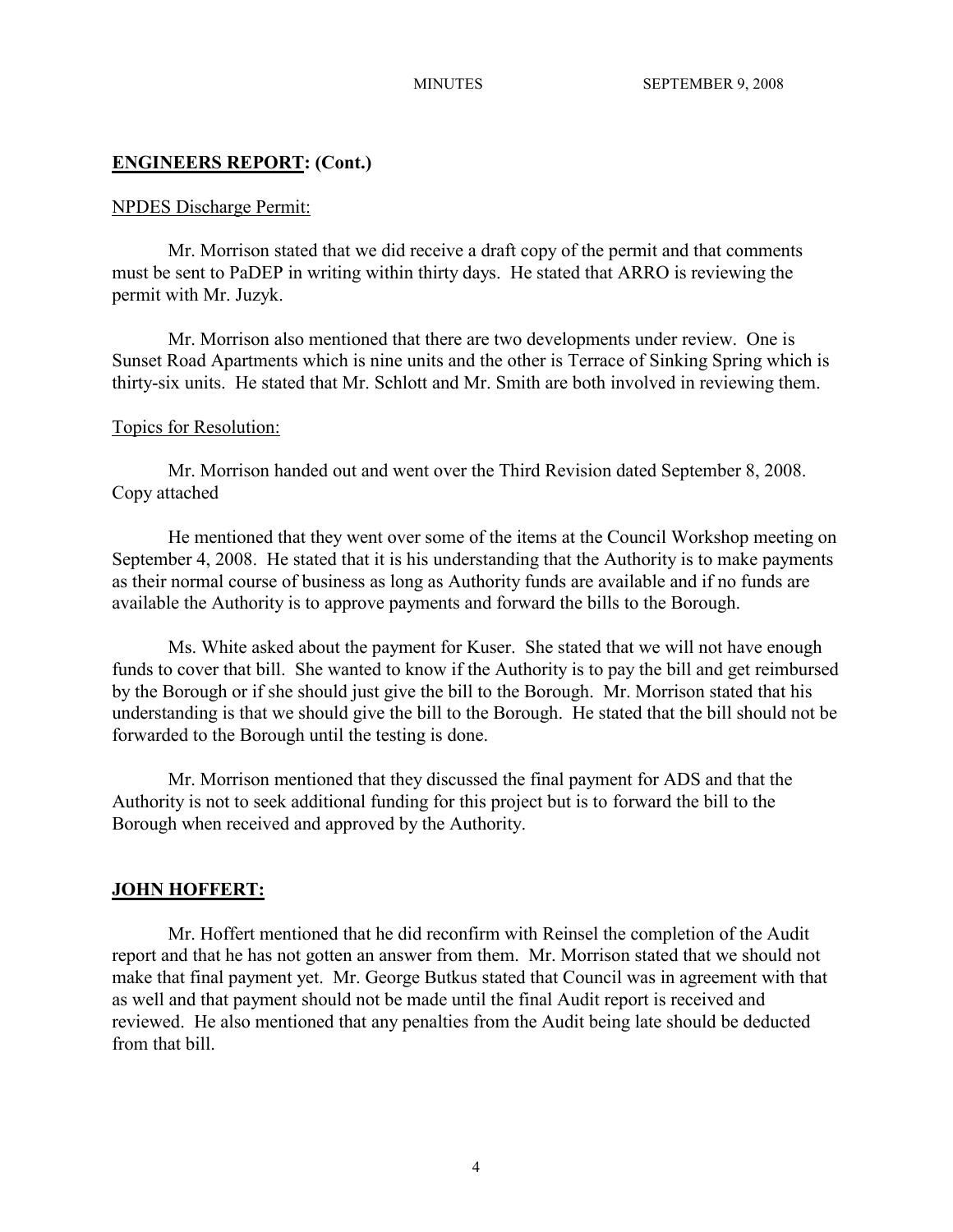## ENGINEERS REPORT: (Cont.)

NPDES Discharge Permit:

Mr. Morrison stated that we did receive a draft copy of the permit and that comments must be sent to PaDEP in writing within thirty days. He stated that ARRO is reviewing the permit with Mr. Juzyk.

Mr. Morrison also mentioned that there are two developments under review. One is Sunset Road Apartments which is nine units and the other is Terrace of Sinking Spring which is thirty-six units. He stated that Mr. Schlott and Mr. Smith are both involved in reviewing them.

Topics for Resolution:

Mr. Morrison handed out and went over the Third Revision dated September 8, 2008. Copy attached

He mentioned that they went over some of the items at the Council Workshop meeting on September 4, 2008. He stated that it is his understanding that the Authority is to make payments as their normal course of business as long as Authority funds are available and if no funds are available the Authority is to approve payments and forward the bills to the Borough.

Ms. White asked about the payment for Kuser. She stated that we will not have enough funds to cover that bill. She wanted to know if the Authority is to pay the bill and get reimbursed by the Borough or if she should just give the bill to the Borough. Mr. Morrison stated that his understanding is that we should give the bill to the Borough. He stated that the bill should not be forwarded to the Borough until the testing is done.

Mr. Morrison mentioned that they discussed the final payment for ADS and that the Authority is not to seek additional funding for this project but is to forward the bill to the Borough when received and approved by the Authority.

## JOHN HOFFERT:

Mr. Hoffert mentioned that he did reconfirm with Reinsel the completion of the Audit report and that he has not gotten an answer from them. Mr. Morrison stated that we should not make that final payment yet. Mr. George Butkus stated that Council was in agreement with that as well and that payment should not be made until the final Audit report is received and reviewed. He also mentioned that any penalties from the Audit being late should be deducted from that bill.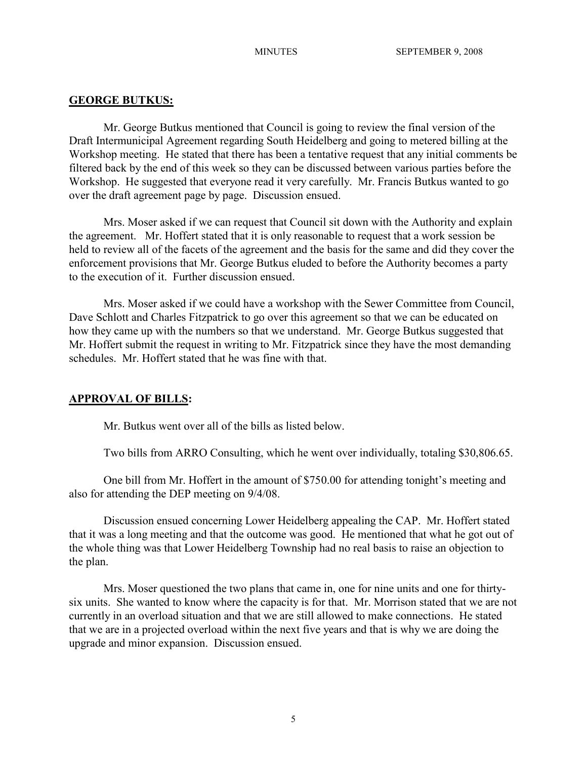## GEORGE BUTKUS:

Mr. George Butkus mentioned that Council is going to review the final version of the Draft Intermunicipal Agreement regarding South Heidelberg and going to metered billing at the Workshop meeting. He stated that there has been a tentative request that any initial comments be filtered back by the end of this week so they can be discussed between various parties before the Workshop. He suggested that everyone read it very carefully. Mr. Francis Butkus wanted to go over the draft agreement page by page. Discussion ensued.

Mrs. Moser asked if we can request that Council sit down with the Authority and explain the agreement. Mr. Hoffert stated that it is only reasonable to request that a work session be held to review all of the facets of the agreement and the basis for the same and did they cover the enforcement provisions that Mr. George Butkus eluded to before the Authority becomes a party to the execution of it. Further discussion ensued.

Mrs. Moser asked if we could have a workshop with the Sewer Committee from Council, Dave Schlott and Charles Fitzpatrick to go over this agreement so that we can be educated on how they came up with the numbers so that we understand. Mr. George Butkus suggested that Mr. Hoffert submit the request in writing to Mr. Fitzpatrick since they have the most demanding schedules. Mr. Hoffert stated that he was fine with that.

## APPROVAL OF BILLS:

Mr. Butkus went over all of the bills as listed below.

Two bills from ARRO Consulting, which he went over individually, totaling $30,806.65.

One bill from Mr. Hoffert in the amount of $750.00 for attending tonight's meeting and also for attending the DEP meeting on 9/4/08.

Discussion ensued concerning Lower Heidelberg appealing the CAP. Mr. Hoffert stated that it was a long meeting and that the outcome was good. He mentioned that what he got out of the whole thing was that Lower Heidelberg Township had no real basis to raise an objection to the plan.

Mrs. Moser questioned the two plans that came in, one for nine units and one for thirty-six units. She wanted to know where the capacity is for that. Mr. Morrison stated that we are not currently in an overload situation and that we are still allowed to make connections. He stated that we are in a projected overload within the next five years and that is why we are doing the upgrade and minor expansion. Discussion ensued.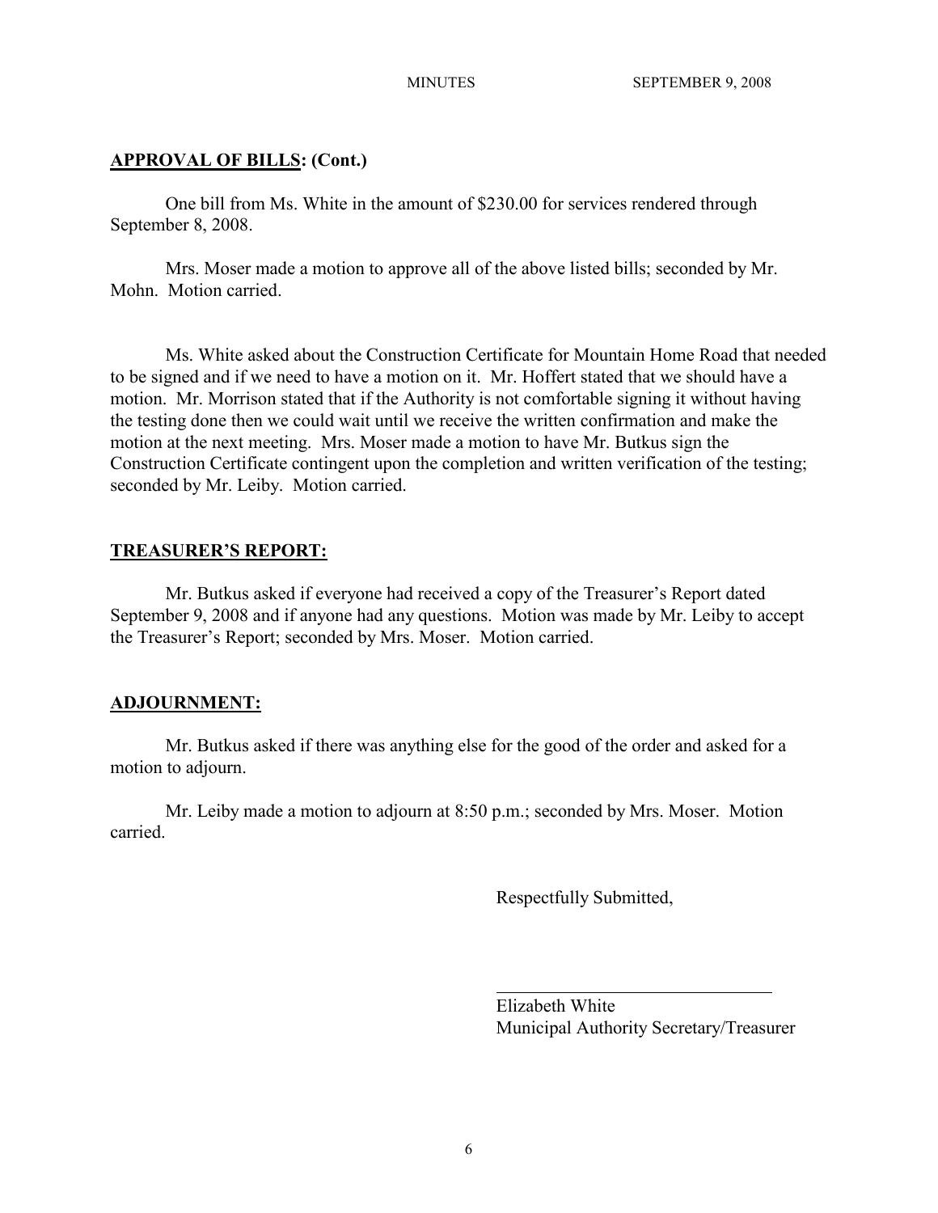**APPROVAL OF BILLS: (Cont.)**

One bill from Ms. White in the amount of $230.00 for services rendered through September 8, 2008.

Mrs. Moser made a motion to approve all of the above listed bills; seconded by Mr. Mohn. Motion carried.

Ms. White asked about the Construction Certificate for Mountain Home Road that needed to be signed and if we need to have a motion on it. Mr. Hoffert stated that we should have a motion. Mr. Morrison stated that if the Authority is not comfortable signing it without having the testing done then we could wait until we receive the written confirmation and make the motion at the next meeting. Mrs. Moser made a motion to have Mr. Butkus sign the Construction Certificate contingent upon the completion and written verification of the testing; seconded by Mr. Leiby. Motion carried.

**TREASURER'S REPORT:**

Mr. Butkus asked if everyone had received a copy of the Treasurer's Report dated September 9, 2008 and if anyone had any questions. Motion was made by Mr. Leiby to accept the Treasurer's Report; seconded by Mrs. Moser. Motion carried.

**ADJOURNMENT:**

Mr. Butkus asked if there was anything else for the good of the order and asked for a motion to adjourn.

Mr. Leiby made a motion to adjourn at 8:50 p.m.; seconded by Mrs. Moser. Motion carried.

Respectfully Submitted,

Elizabeth White
Municipal Authority Secretary/Treasurer